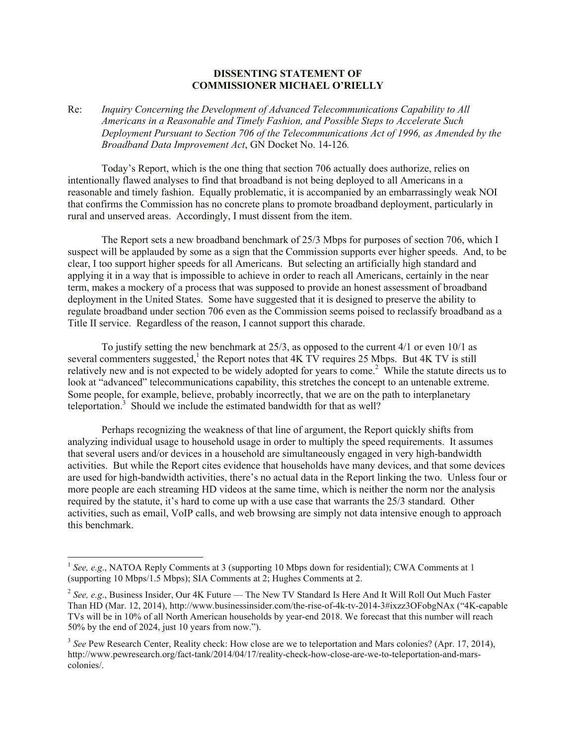**DISSENTING STATEMENT OF**
**COMMISSIONER MICHAEL O'RIELLY**

Re: *Inquiry Concerning the Development of Advanced Telecommunications Capability to All Americans in a Reasonable and Timely Fashion, and Possible Steps to Accelerate Such Deployment Pursuant to Section 706 of the Telecommunications Act of 1996, as Amended by the Broadband Data Improvement Act*, GN Docket No. 14-126*.*

Today's Report, which is the one thing that section 706 actually does authorize, relies on intentionally flawed analyses to find that broadband is not being deployed to all Americans in a reasonable and timely fashion. Equally problematic, it is accompanied by an embarrassingly weak NOI that confirms the Commission has no concrete plans to promote broadband deployment, particularly in rural and unserved areas. Accordingly, I must dissent from the item.

The Report sets a new broadband benchmark of 25/3 Mbps for purposes of section 706, which I suspect will be applauded by some as a sign that the Commission supports ever higher speeds. And, to be clear, I too support higher speeds for all Americans. But selecting an artificially high standard and applying it in a way that is impossible to achieve in order to reach all Americans, certainly in the near term, makes a mockery of a process that was supposed to provide an honest assessment of broadband deployment in the United States. Some have suggested that it is designed to preserve the ability to regulate broadband under section 706 even as the Commission seems poised to reclassify broadband as a Title II service. Regardless of the reason, I cannot support this charade.

To justify setting the new benchmark at 25/3, as opposed to the current 4/1 or even 10/1 as several commenters suggested,[1] the Report notes that 4K TV requires 25 Mbps. But 4K TV is still relatively new and is not expected to be widely adopted for years to come.[2] While the statute directs us to look at "advanced" telecommunications capability, this stretches the concept to an untenable extreme. Some people, for example, believe, probably incorrectly, that we are on the path to interplanetary teleportation.[3] Should we include the estimated bandwidth for that as well?

Perhaps recognizing the weakness of that line of argument, the Report quickly shifts from analyzing individual usage to household usage in order to multiply the speed requirements. It assumes that several users and/or devices in a household are simultaneously engaged in very high-bandwidth activities. But while the Report cites evidence that households have many devices, and that some devices are used for high-bandwidth activities, there's no actual data in the Report linking the two. Unless four or more people are each streaming HD videos at the same time, which is neither the norm nor the analysis required by the statute, it's hard to come up with a use case that warrants the 25/3 standard. Other activities, such as email, VoIP calls, and web browsing are simply not data intensive enough to approach this benchmark.

---

[1] *See, e.g*., NATOA Reply Comments at 3 (supporting 10 Mbps down for residential); CWA Comments at 1 (supporting 10 Mbps/1.5 Mbps); SIA Comments at 2; Hughes Comments at 2.

[2] *See, e.g*., Business Insider, Our 4K Future — The New TV Standard Is Here And It Will Roll Out Much Faster Than HD (Mar. 12, 2014), http://www.businessinsider.com/the-rise-of-4k-tv-2014-3#ixzz3OFobgNAx ("4K-capable TVs will be in 10% of all North American households by year-end 2018. We forecast that this number will reach 50% by the end of 2024, just 10 years from now.").

[3] *See* Pew Research Center, Reality check: How close are we to teleportation and Mars colonies? (Apr. 17, 2014), http://www.pewresearch.org/fact-tank/2014/04/17/reality-check-how-close-are-we-to-teleportation-and-mars-colonies/.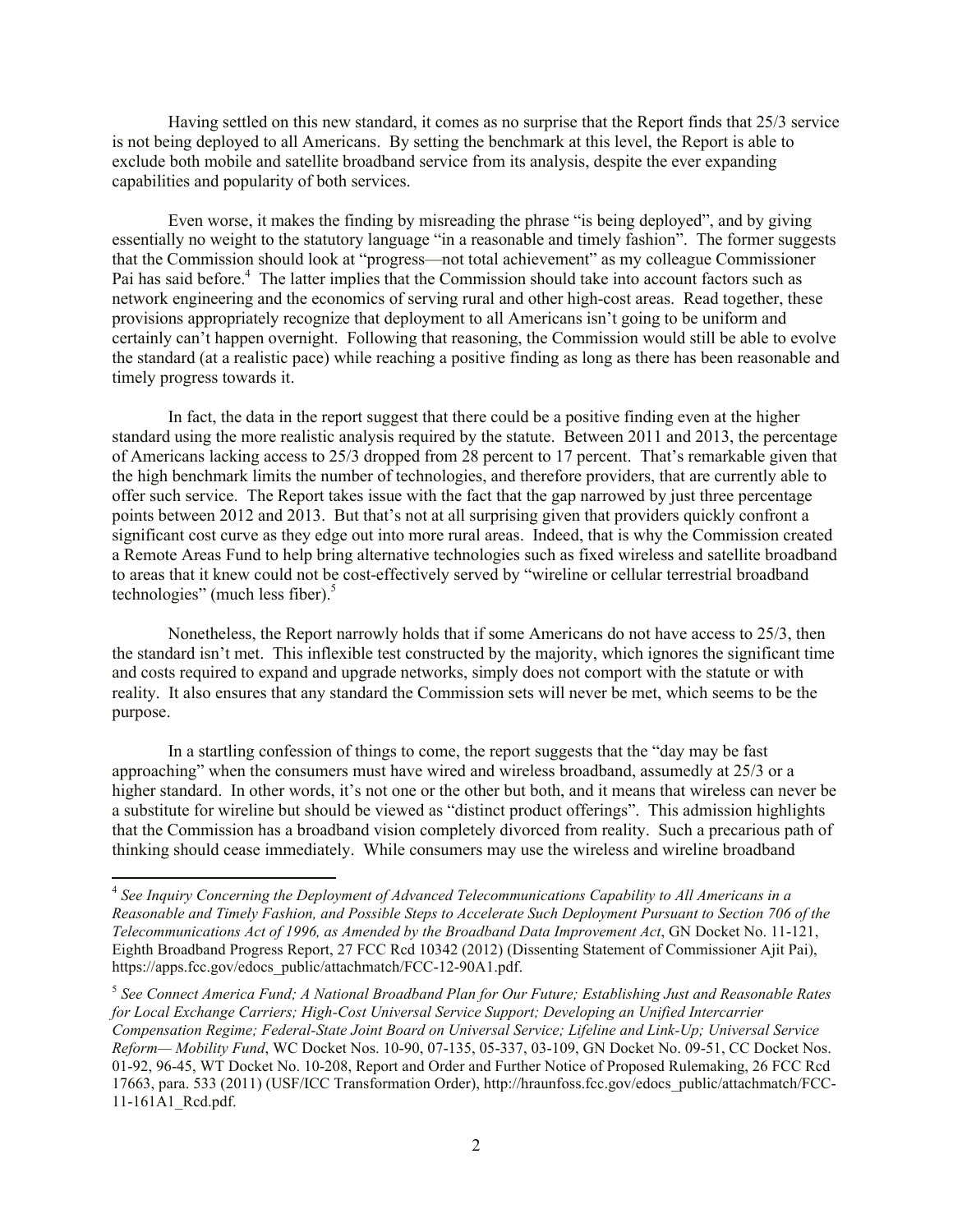Having settled on this new standard, it comes as no surprise that the Report finds that 25/3 service is not being deployed to all Americans. By setting the benchmark at this level, the Report is able to exclude both mobile and satellite broadband service from its analysis, despite the ever expanding capabilities and popularity of both services.

Even worse, it makes the finding by misreading the phrase "is being deployed", and by giving essentially no weight to the statutory language "in a reasonable and timely fashion". The former suggests that the Commission should look at "progress—not total achievement" as my colleague Commissioner Pai has said before.[4] The latter implies that the Commission should take into account factors such as network engineering and the economics of serving rural and other high-cost areas. Read together, these provisions appropriately recognize that deployment to all Americans isn't going to be uniform and certainly can't happen overnight. Following that reasoning, the Commission would still be able to evolve the standard (at a realistic pace) while reaching a positive finding as long as there has been reasonable and timely progress towards it.

In fact, the data in the report suggest that there could be a positive finding even at the higher standard using the more realistic analysis required by the statute. Between 2011 and 2013, the percentage of Americans lacking access to 25/3 dropped from 28 percent to 17 percent. That's remarkable given that the high benchmark limits the number of technologies, and therefore providers, that are currently able to offer such service. The Report takes issue with the fact that the gap narrowed by just three percentage points between 2012 and 2013. But that's not at all surprising given that providers quickly confront a significant cost curve as they edge out into more rural areas. Indeed, that is why the Commission created a Remote Areas Fund to help bring alternative technologies such as fixed wireless and satellite broadband to areas that it knew could not be cost-effectively served by "wireline or cellular terrestrial broadband technologies" (much less fiber).[5]

Nonetheless, the Report narrowly holds that if some Americans do not have access to 25/3, then the standard isn't met. This inflexible test constructed by the majority, which ignores the significant time and costs required to expand and upgrade networks, simply does not comport with the statute or with reality. It also ensures that any standard the Commission sets will never be met, which seems to be the purpose.

In a startling confession of things to come, the report suggests that the "day may be fast approaching" when the consumers must have wired and wireless broadband, assumedly at 25/3 or a higher standard. In other words, it's not one or the other but both, and it means that wireless can never be a substitute for wireline but should be viewed as "distinct product offerings". This admission highlights that the Commission has a broadband vision completely divorced from reality. Such a precarious path of thinking should cease immediately. While consumers may use the wireless and wireline broadband

---

[4] *See Inquiry Concerning the Deployment of Advanced Telecommunications Capability to All Americans in a Reasonable and Timely Fashion, and Possible Steps to Accelerate Such Deployment Pursuant to Section 706 of the Telecommunications Act of 1996, as Amended by the Broadband Data Improvement Act*, GN Docket No. 11-121, Eighth Broadband Progress Report, 27 FCC Rcd 10342 (2012) (Dissenting Statement of Commissioner Ajit Pai), https://apps.fcc.gov/edocs_public/attachmatch/FCC-12-90A1.pdf.

[5] *See Connect America Fund; A National Broadband Plan for Our Future; Establishing Just and Reasonable Rates for Local Exchange Carriers; High-Cost Universal Service Support; Developing an Unified Intercarrier Compensation Regime; Federal-State Joint Board on Universal Service; Lifeline and Link-Up; Universal Service Reform— Mobility Fund*, WC Docket Nos. 10-90, 07-135, 05-337, 03-109, GN Docket No. 09-51, CC Docket Nos. 01-92, 96-45, WT Docket No. 10-208, Report and Order and Further Notice of Proposed Rulemaking, 26 FCC Rcd 17663, para. 533 (2011) (USF/ICC Transformation Order), http://hraunfoss.fcc.gov/edocs_public/attachmatch/FCC-11-161A1_Rcd.pdf.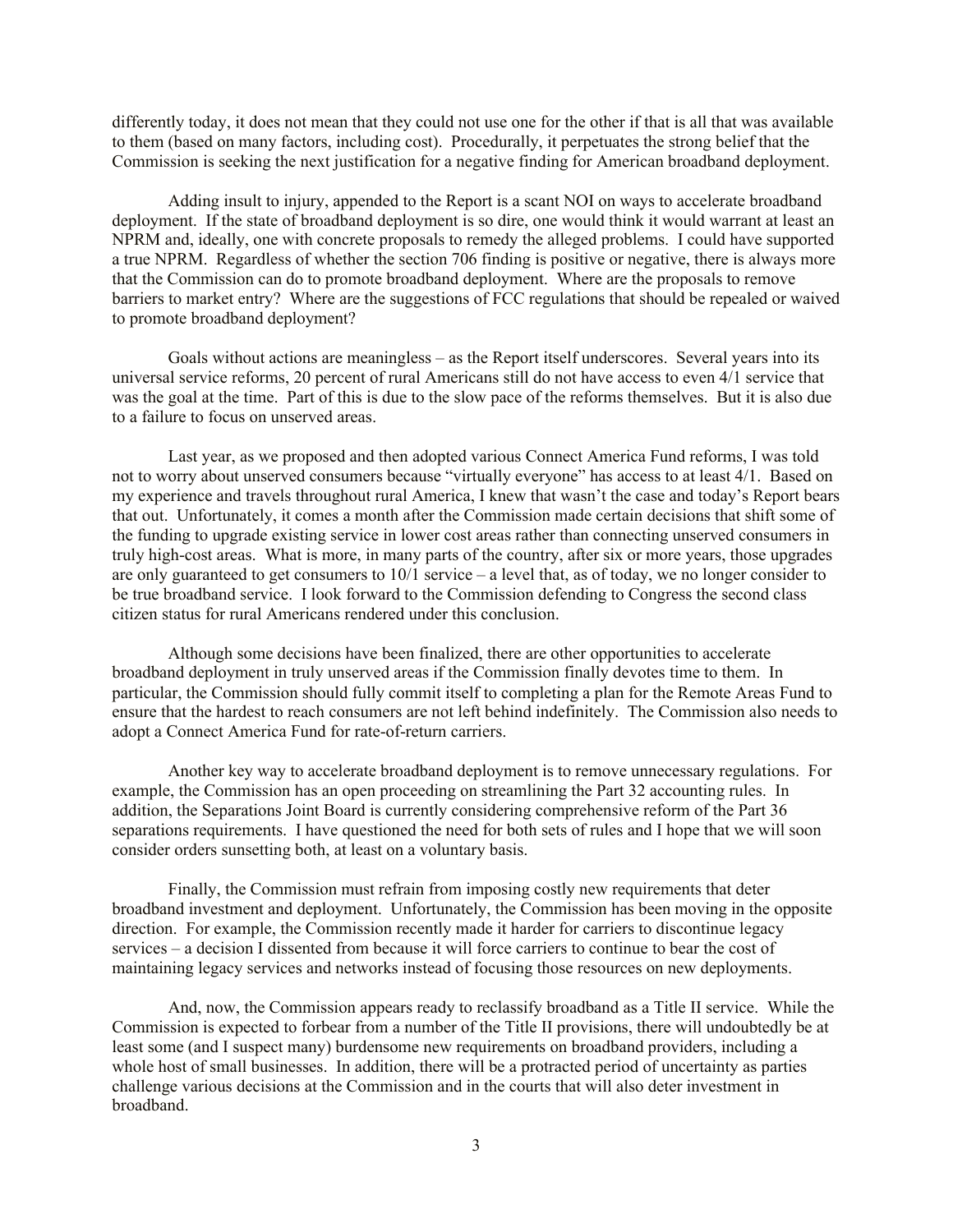differently today, it does not mean that they could not use one for the other if that is all that was available to them (based on many factors, including cost). Procedurally, it perpetuates the strong belief that the Commission is seeking the next justification for a negative finding for American broadband deployment.

Adding insult to injury, appended to the Report is a scant NOI on ways to accelerate broadband deployment. If the state of broadband deployment is so dire, one would think it would warrant at least an NPRM and, ideally, one with concrete proposals to remedy the alleged problems. I could have supported a true NPRM. Regardless of whether the section 706 finding is positive or negative, there is always more that the Commission can do to promote broadband deployment. Where are the proposals to remove barriers to market entry? Where are the suggestions of FCC regulations that should be repealed or waived to promote broadband deployment?

Goals without actions are meaningless – as the Report itself underscores. Several years into its universal service reforms, 20 percent of rural Americans still do not have access to even 4/1 service that was the goal at the time. Part of this is due to the slow pace of the reforms themselves. But it is also due to a failure to focus on unserved areas.

Last year, as we proposed and then adopted various Connect America Fund reforms, I was told not to worry about unserved consumers because "virtually everyone" has access to at least 4/1. Based on my experience and travels throughout rural America, I knew that wasn't the case and today's Report bears that out. Unfortunately, it comes a month after the Commission made certain decisions that shift some of the funding to upgrade existing service in lower cost areas rather than connecting unserved consumers in truly high-cost areas. What is more, in many parts of the country, after six or more years, those upgrades are only guaranteed to get consumers to 10/1 service – a level that, as of today, we no longer consider to be true broadband service. I look forward to the Commission defending to Congress the second class citizen status for rural Americans rendered under this conclusion.

Although some decisions have been finalized, there are other opportunities to accelerate broadband deployment in truly unserved areas if the Commission finally devotes time to them. In particular, the Commission should fully commit itself to completing a plan for the Remote Areas Fund to ensure that the hardest to reach consumers are not left behind indefinitely. The Commission also needs to adopt a Connect America Fund for rate-of-return carriers.

Another key way to accelerate broadband deployment is to remove unnecessary regulations. For example, the Commission has an open proceeding on streamlining the Part 32 accounting rules. In addition, the Separations Joint Board is currently considering comprehensive reform of the Part 36 separations requirements. I have questioned the need for both sets of rules and I hope that we will soon consider orders sunsetting both, at least on a voluntary basis.

Finally, the Commission must refrain from imposing costly new requirements that deter broadband investment and deployment. Unfortunately, the Commission has been moving in the opposite direction. For example, the Commission recently made it harder for carriers to discontinue legacy services – a decision I dissented from because it will force carriers to continue to bear the cost of maintaining legacy services and networks instead of focusing those resources on new deployments.

And, now, the Commission appears ready to reclassify broadband as a Title II service. While the Commission is expected to forbear from a number of the Title II provisions, there will undoubtedly be at least some (and I suspect many) burdensome new requirements on broadband providers, including a whole host of small businesses. In addition, there will be a protracted period of uncertainty as parties challenge various decisions at the Commission and in the courts that will also deter investment in broadband.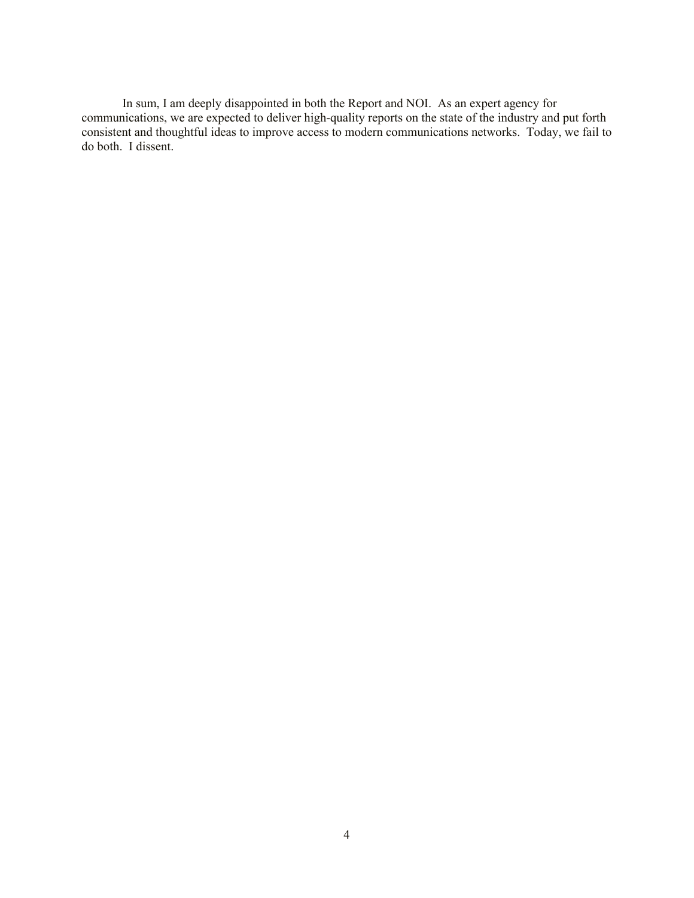In sum, I am deeply disappointed in both the Report and NOI. As an expert agency for communications, we are expected to deliver high-quality reports on the state of the industry and put forth consistent and thoughtful ideas to improve access to modern communications networks. Today, we fail to do both. I dissent.